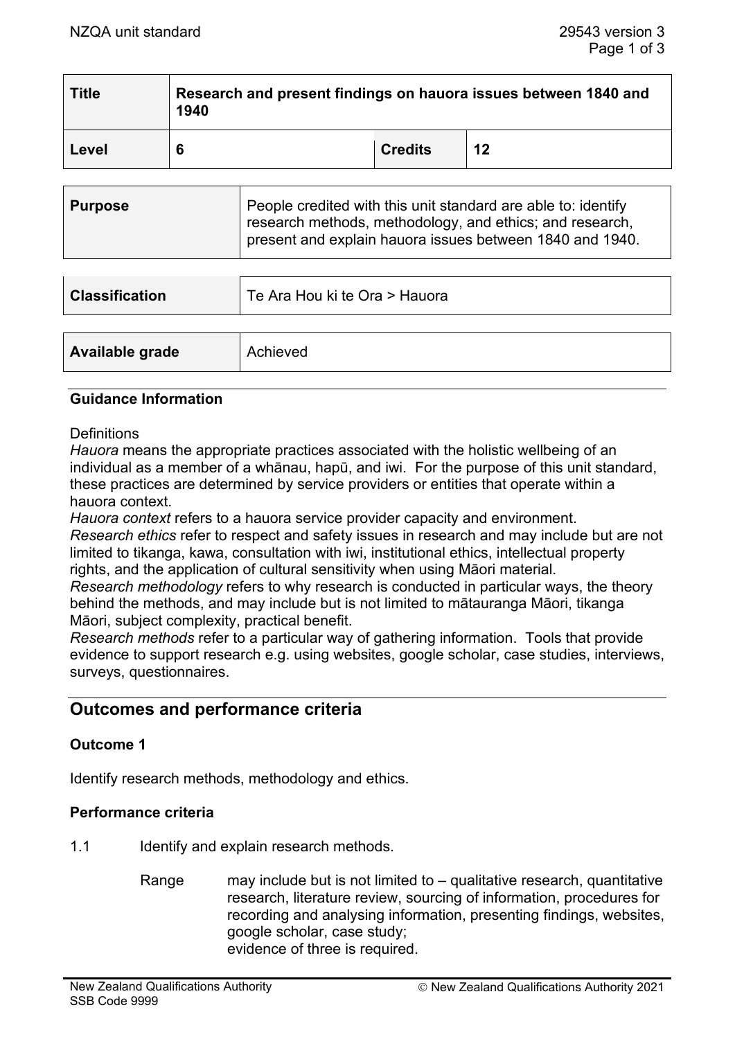| | | | |
|---|---|---|---|
| **Title** | **Research and present findings on hauora issues between 1840 and 1940** | | |
| **Level** | **6** | **Credits** | **12** |

| | |
|---|---|
| **Purpose** | People credited with this unit standard are able to: identify research methods, methodology, and ethics; and research, present and explain hauora issues between 1840 and 1940. |

| | |
|---|---|
| **Classification** | Te Ara Hou ki te Ora > Hauora |

| | |
|---|---|
| **Available grade** | Achieved |

**Guidance Information**

Definitions

*Hauora* means the appropriate practices associated with the holistic wellbeing of an individual as a member of a whānau, hapū, and iwi. For the purpose of this unit standard, these practices are determined by service providers or entities that operate within a hauora context.

*Hauora context* refers to a hauora service provider capacity and environment.

*Research ethics* refer to respect and safety issues in research and may include but are not limited to tikanga, kawa, consultation with iwi, institutional ethics, intellectual property rights, and the application of cultural sensitivity when using Māori material.

*Research methodology* refers to why research is conducted in particular ways, the theory behind the methods, and may include but is not limited to mātauranga Māori, tikanga Māori, subject complexity, practical benefit.

*Research methods* refer to a particular way of gathering information. Tools that provide evidence to support research e.g. using websites, google scholar, case studies, interviews, surveys, questionnaires.

## Outcomes and performance criteria

### Outcome 1

Identify research methods, methodology and ethics.

#### Performance criteria

1.1 Identify and explain research methods.

Range may include but is not limited to – qualitative research, quantitative research, literature review, sourcing of information, procedures for recording and analysing information, presenting findings, websites, google scholar, case study;
evidence of three is required.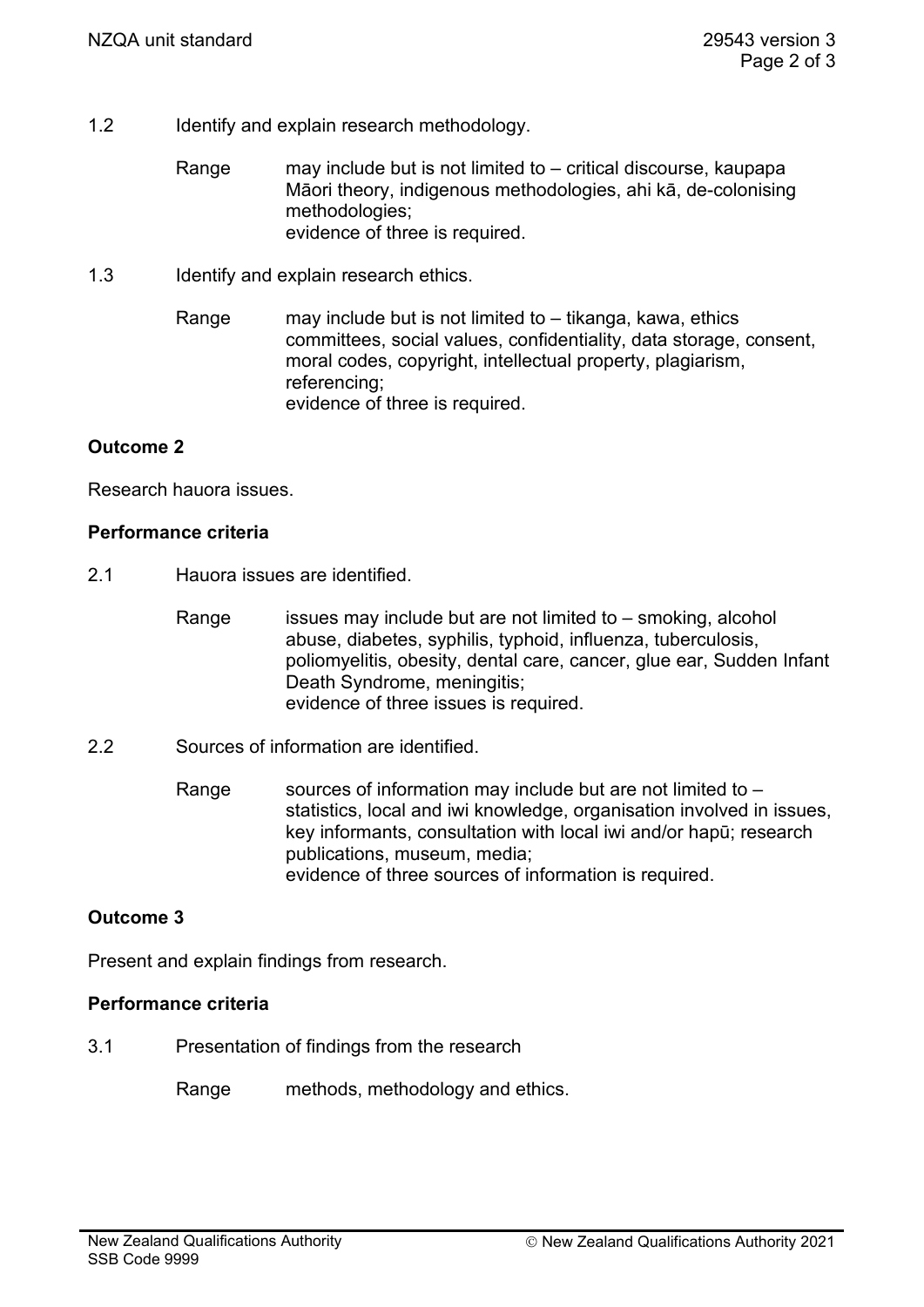1.2 Identify and explain research methodology.

Range may include but is not limited to – critical discourse, kaupapa Māori theory, indigenous methodologies, ahi kā, de-colonising methodologies;
evidence of three is required.

1.3 Identify and explain research ethics.

Range may include but is not limited to – tikanga, kawa, ethics committees, social values, confidentiality, data storage, consent, moral codes, copyright, intellectual property, plagiarism, referencing;
evidence of three is required.

**Outcome 2**

Research hauora issues.

**Performance criteria**

2.1 Hauora issues are identified.

Range issues may include but are not limited to – smoking, alcohol abuse, diabetes, syphilis, typhoid, influenza, tuberculosis, poliomyelitis, obesity, dental care, cancer, glue ear, Sudden Infant Death Syndrome, meningitis;
evidence of three issues is required.

2.2 Sources of information are identified.

Range sources of information may include but are not limited to – statistics, local and iwi knowledge, organisation involved in issues, key informants, consultation with local iwi and/or hapū; research publications, museum, media;
evidence of three sources of information is required.

**Outcome 3**

Present and explain findings from research.

**Performance criteria**

3.1 Presentation of findings from the research

Range methods, methodology and ethics.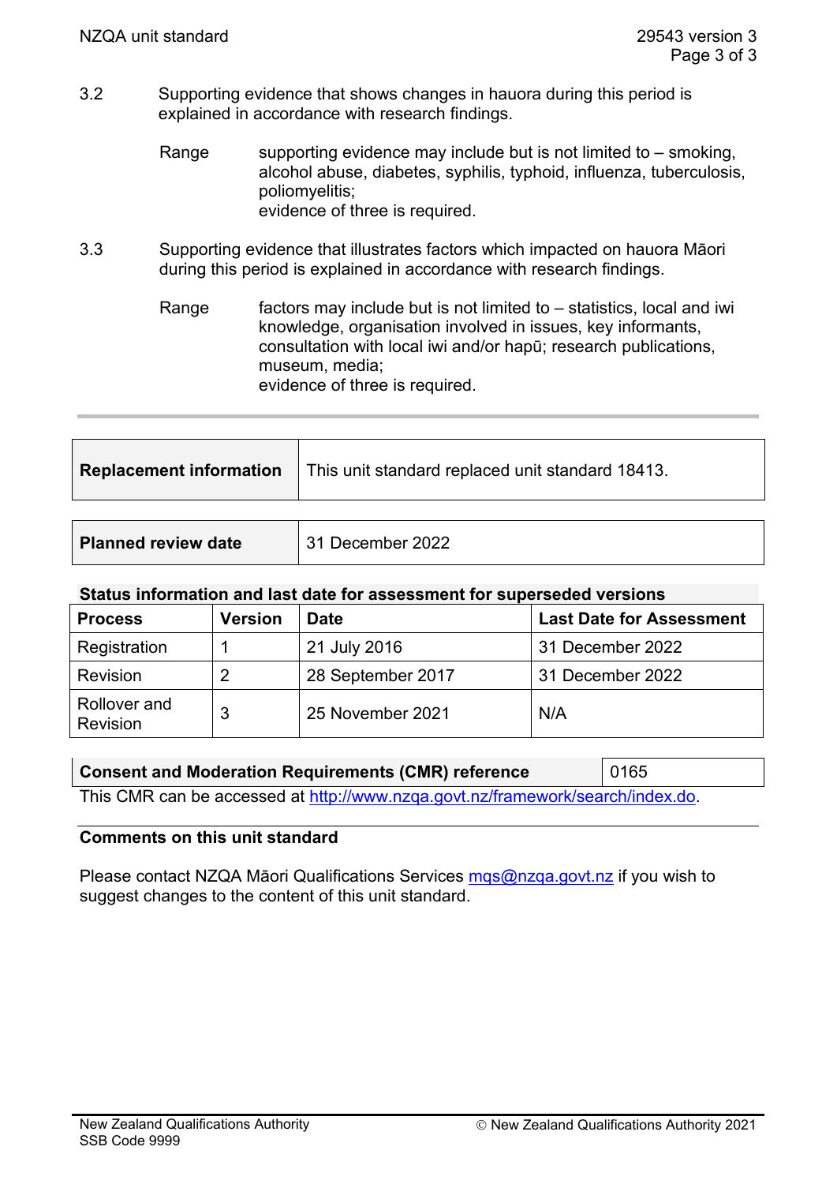3.2 Supporting evidence that shows changes in hauora during this period is explained in accordance with research findings.

Range supporting evidence may include but is not limited to – smoking, alcohol abuse, diabetes, syphilis, typhoid, influenza, tuberculosis, poliomyelitis;
evidence of three is required.

3.3 Supporting evidence that illustrates factors which impacted on hauora Māori during this period is explained in accordance with research findings.

Range factors may include but is not limited to – statistics, local and iwi knowledge, organisation involved in issues, key informants, consultation with local iwi and/or hapū; research publications, museum, media;
evidence of three is required.

| | |
|---|---|
| **Replacement information** | This unit standard replaced unit standard 18413. |

| | |
|---|---|
| **Planned review date** | 31 December 2022 |

**Status information and last date for assessment for superseded versions**

| **Process** | **Version** | **Date** | **Last Date for Assessment** |
|---|---|---|---|
| Registration | 1 | 21 July 2016 | 31 December 2022 |
| Revision | 2 | 28 September 2017 | 31 December 2022 |
| Rollover and Revision | 3 | 25 November 2021 | N/A |

| | |
|---|---|
| **Consent and Moderation Requirements (CMR) reference** | 0165 |

This CMR can be accessed at http://www.nzqa.govt.nz/framework/search/index.do.

**Comments on this unit standard**

Please contact NZQA Māori Qualifications Services mqs@nzqa.govt.nz if you wish to suggest changes to the content of this unit standard.